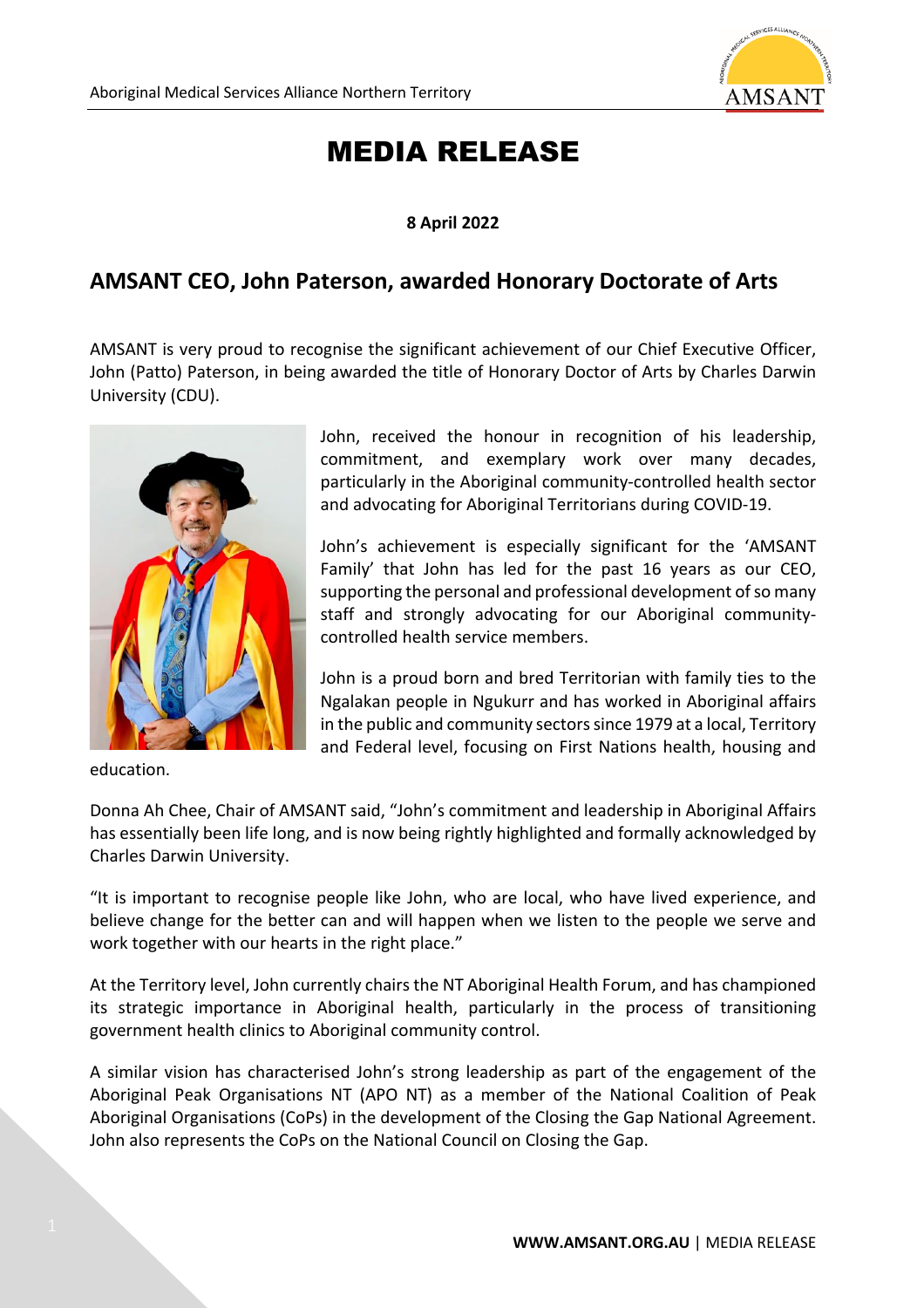# MEDIA RELEASE

**8 April 2022**

## AMSANT CEO, John Paterson, awarded Honorary Doctorate of Arts

AMSANT is very proud to recognise the significant achievement of our Chief Executive Officer, John (Patto) Paterson, in being awarded the title of Honorary Doctor of Arts by Charles Darwin University (CDU).

John, received the honour in recognition of his leadership, commitment, and exemplary work over many decades, particularly in the Aboriginal community-controlled health sector and advocating for Aboriginal Territorians during COVID-19.

John's achievement is especially significant for the 'AMSANT Family' that John has led for the past 16 years as our CEO, supporting the personal and professional development of so many staff and strongly advocating for our Aboriginal community-controlled health service members.

John is a proud born and bred Territorian with family ties to the Ngalakan people in Ngukurr and has worked in Aboriginal affairs in the public and community sectors since 1979 at a local, Territory and Federal level, focusing on First Nations health, housing and education.

Donna Ah Chee, Chair of AMSANT said, "John's commitment and leadership in Aboriginal Affairs has essentially been life long, and is now being rightly highlighted and formally acknowledged by Charles Darwin University.

"It is important to recognise people like John, who are local, who have lived experience, and believe change for the better can and will happen when we listen to the people we serve and work together with our hearts in the right place."

At the Territory level, John currently chairs the NT Aboriginal Health Forum, and has championed its strategic importance in Aboriginal health, particularly in the process of transitioning government health clinics to Aboriginal community control.

A similar vision has characterised John's strong leadership as part of the engagement of the Aboriginal Peak Organisations NT (APO NT) as a member of the National Coalition of Peak Aboriginal Organisations (CoPs) in the development of the Closing the Gap National Agreement. John also represents the CoPs on the National Council on Closing the Gap.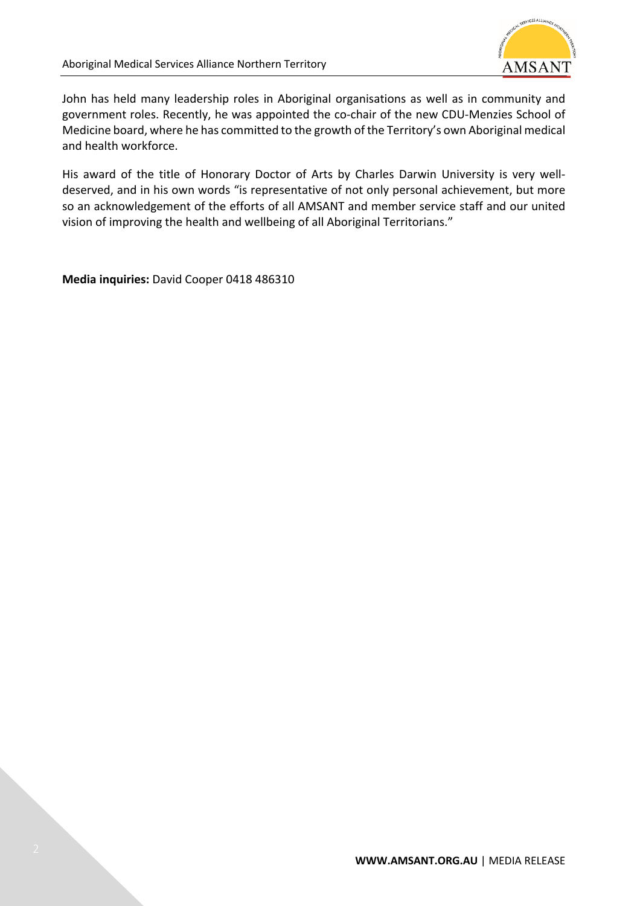John has held many leadership roles in Aboriginal organisations as well as in community and government roles. Recently, he was appointed the co-chair of the new CDU-Menzies School of Medicine board, where he has committed to the growth of the Territory's own Aboriginal medical and health workforce.

His award of the title of Honorary Doctor of Arts by Charles Darwin University is very well-deserved, and in his own words "is representative of not only personal achievement, but more so an acknowledgement of the efforts of all AMSANT and member service staff and our united vision of improving the health and wellbeing of all Aboriginal Territorians."

**Media inquiries:** David Cooper 0418 486310